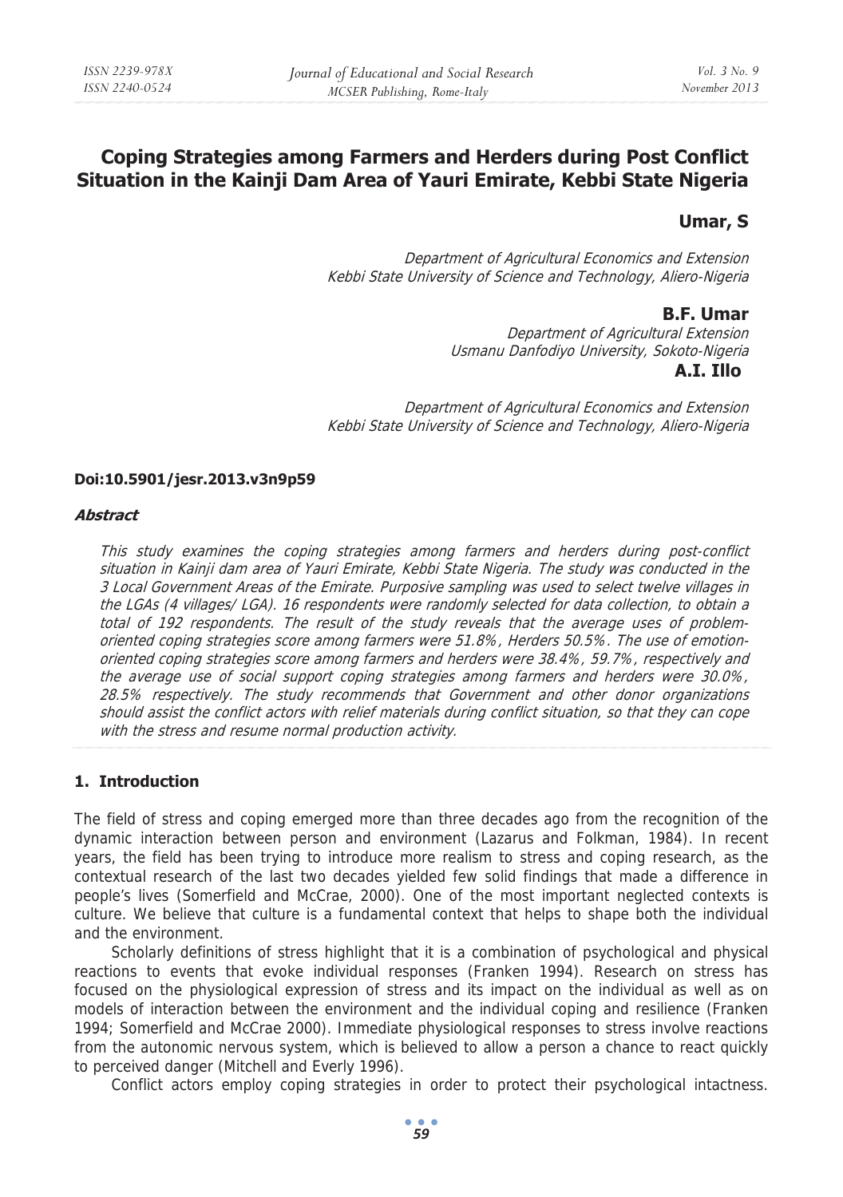# Coping Strategies among Farmers and Herders during Post Conflict Situation in the Kainji Dam Area of Yauri Emirate, Kebbi State Nigeria

**Umar, S**

*Department of Agricultural Economics and Extension*
*Kebbi State University of Science and Technology, Aliero-Nigeria*

**B.F. Umar**

*Department of Agricultural Extension*
*Usmanu Danfodiyo University, Sokoto-Nigeria*

**A.I. Illo**

*Department of Agricultural Economics and Extension*
*Kebbi State University of Science and Technology, Aliero-Nigeria*

**Doi:10.5901/jesr.2013.v3n9p59**

***Abstract***

*This study examines the coping strategies among farmers and herders during post-conflict situation in Kainji dam area of Yauri Emirate, Kebbi State Nigeria. The study was conducted in the 3 Local Government Areas of the Emirate. Purposive sampling was used to select twelve villages in the LGAs (4 villages/ LGA). 16 respondents were randomly selected for data collection, to obtain a total of 192 respondents. The result of the study reveals that the average uses of problem-oriented coping strategies score among farmers were 51.8%, Herders 50.5%. The use of emotion-oriented coping strategies score among farmers and herders were 38.4%, 59.7%, respectively and the average use of social support coping strategies among farmers and herders were 30.0%, 28.5% respectively. The study recommends that Government and other donor organizations should assist the conflict actors with relief materials during conflict situation, so that they can cope with the stress and resume normal production activity.*

## 1. Introduction

The field of stress and coping emerged more than three decades ago from the recognition of the dynamic interaction between person and environment (Lazarus and Folkman, 1984). In recent years, the field has been trying to introduce more realism to stress and coping research, as the contextual research of the last two decades yielded few solid findings that made a difference in people's lives (Somerfield and McCrae, 2000). One of the most important neglected contexts is culture. We believe that culture is a fundamental context that helps to shape both the individual and the environment.

Scholarly definitions of stress highlight that it is a combination of psychological and physical reactions to events that evoke individual responses (Franken 1994). Research on stress has focused on the physiological expression of stress and its impact on the individual as well as on models of interaction between the environment and the individual coping and resilience (Franken 1994; Somerfield and McCrae 2000). Immediate physiological responses to stress involve reactions from the autonomic nervous system, which is believed to allow a person a chance to react quickly to perceived danger (Mitchell and Everly 1996).

Conflict actors employ coping strategies in order to protect their psychological intactness.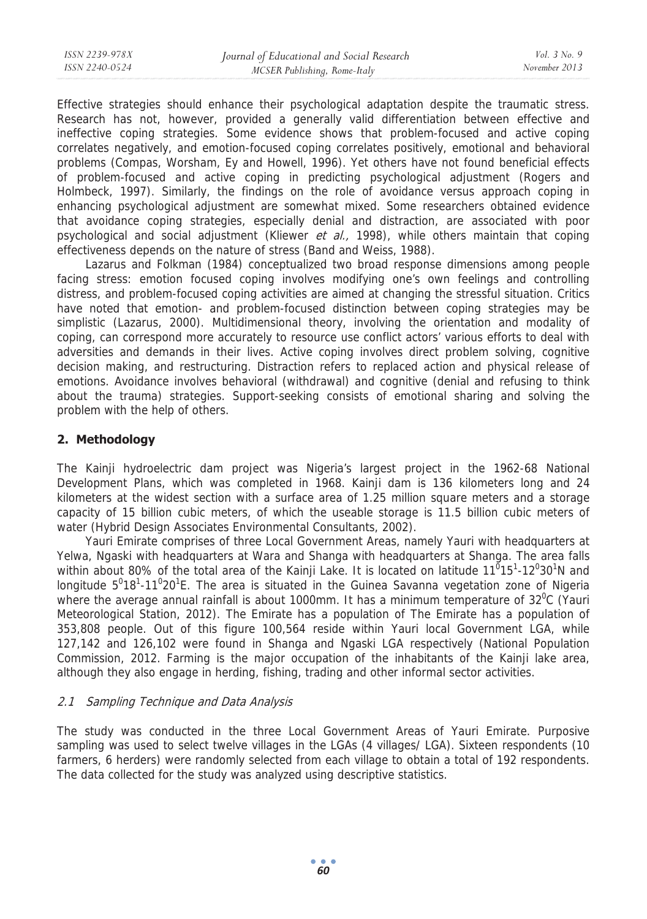Effective strategies should enhance their psychological adaptation despite the traumatic stress. Research has not, however, provided a generally valid differentiation between effective and ineffective coping strategies. Some evidence shows that problem-focused and active coping correlates negatively, and emotion-focused coping correlates positively, emotional and behavioral problems (Compas, Worsham, Ey and Howell, 1996). Yet others have not found beneficial effects of problem-focused and active coping in predicting psychological adjustment (Rogers and Holmbeck, 1997). Similarly, the findings on the role of avoidance versus approach coping in enhancing psychological adjustment are somewhat mixed. Some researchers obtained evidence that avoidance coping strategies, especially denial and distraction, are associated with poor psychological and social adjustment (Kliewer *et al.,* 1998), while others maintain that coping effectiveness depends on the nature of stress (Band and Weiss, 1988).

Lazarus and Folkman (1984) conceptualized two broad response dimensions among people facing stress: emotion focused coping involves modifying one's own feelings and controlling distress, and problem-focused coping activities are aimed at changing the stressful situation. Critics have noted that emotion- and problem-focused distinction between coping strategies may be simplistic (Lazarus, 2000). Multidimensional theory, involving the orientation and modality of coping, can correspond more accurately to resource use conflict actors' various efforts to deal with adversities and demands in their lives. Active coping involves direct problem solving, cognitive decision making, and restructuring. Distraction refers to replaced action and physical release of emotions. Avoidance involves behavioral (withdrawal) and cognitive (denial and refusing to think about the trauma) strategies. Support-seeking consists of emotional sharing and solving the problem with the help of others.

## 2. Methodology

The Kainji hydroelectric dam project was Nigeria's largest project in the 1962-68 National Development Plans, which was completed in 1968. Kainji dam is 136 kilometers long and 24 kilometers at the widest section with a surface area of 1.25 million square meters and a storage capacity of 15 billion cubic meters, of which the useable storage is 11.5 billion cubic meters of water (Hybrid Design Associates Environmental Consultants, 2002).

Yauri Emirate comprises of three Local Government Areas, namely Yauri with headquarters at Yelwa, Ngaski with headquarters at Wara and Shanga with headquarters at Shanga. The area falls within about 80% of the total area of the Kainji Lake. It is located on latitude $11^{0}15^{1}$-$12^{0}30^{1}$N and longitude $5^{0}18^{1}$-$11^{0}20^{1}$E. The area is situated in the Guinea Savanna vegetation zone of Nigeria where the average annual rainfall is about 1000mm. It has a minimum temperature of $32^{0}$C (Yauri Meteorological Station, 2012). The Emirate has a population of The Emirate has a population of 353,808 people. Out of this figure 100,564 reside within Yauri local Government LGA, while 127,142 and 126,102 were found in Shanga and Ngaski LGA respectively (National Population Commission, 2012. Farming is the major occupation of the inhabitants of the Kainji lake area, although they also engage in herding, fishing, trading and other informal sector activities.

### *2.1 Sampling Technique and Data Analysis*

The study was conducted in the three Local Government Areas of Yauri Emirate. Purposive sampling was used to select twelve villages in the LGAs (4 villages/ LGA). Sixteen respondents (10 farmers, 6 herders) were randomly selected from each village to obtain a total of 192 respondents. The data collected for the study was analyzed using descriptive statistics.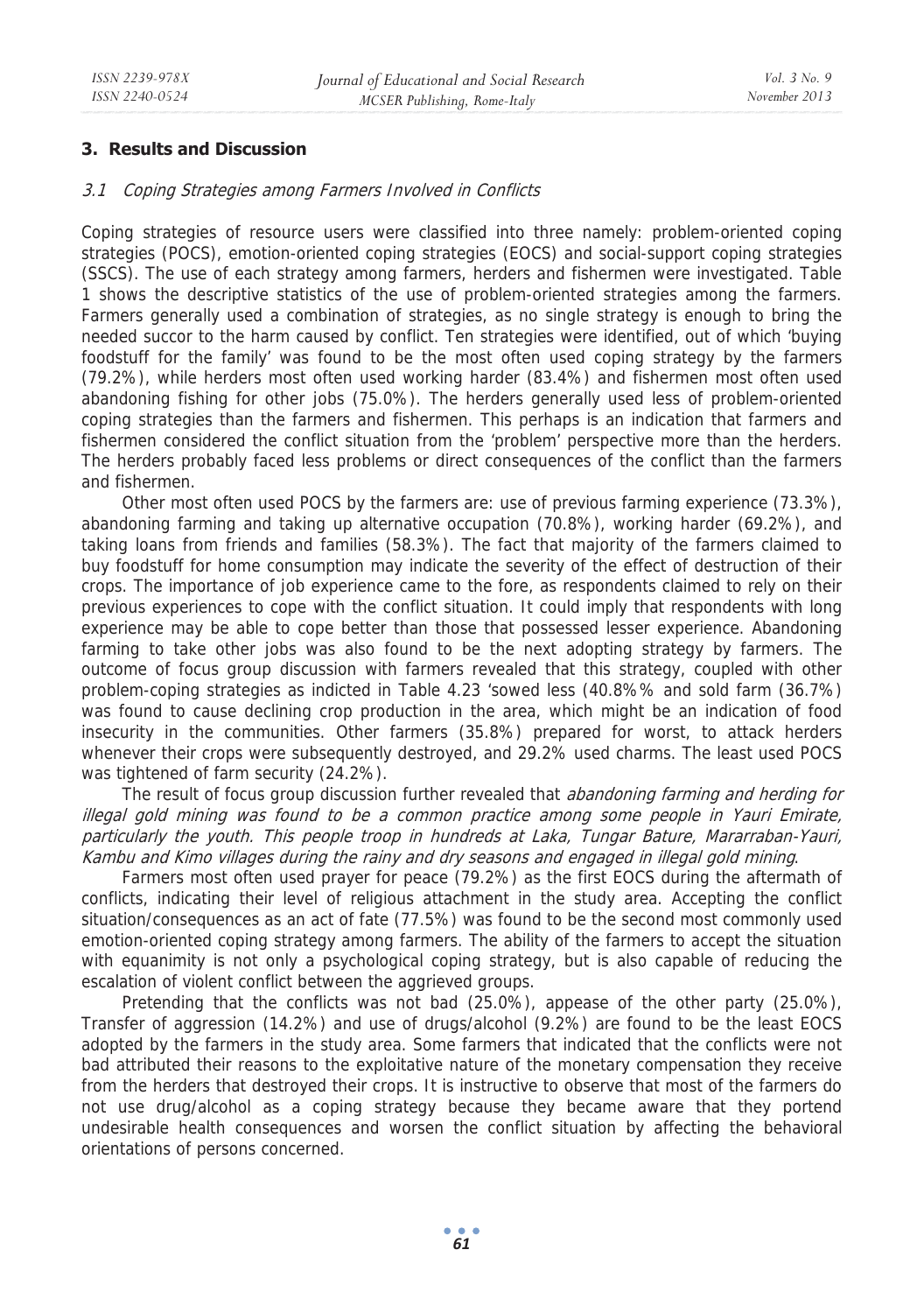## 3. Results and Discussion

### 3.1 Coping Strategies among Farmers Involved in Conflicts

Coping strategies of resource users were classified into three namely: problem-oriented coping strategies (POCS), emotion-oriented coping strategies (EOCS) and social-support coping strategies (SSCS). The use of each strategy among farmers, herders and fishermen were investigated. Table 1 shows the descriptive statistics of the use of problem-oriented strategies among the farmers. Farmers generally used a combination of strategies, as no single strategy is enough to bring the needed succor to the harm caused by conflict. Ten strategies were identified, out of which 'buying foodstuff for the family' was found to be the most often used coping strategy by the farmers (79.2%), while herders most often used working harder (83.4%) and fishermen most often used abandoning fishing for other jobs (75.0%). The herders generally used less of problem-oriented coping strategies than the farmers and fishermen. This perhaps is an indication that farmers and fishermen considered the conflict situation from the 'problem' perspective more than the herders. The herders probably faced less problems or direct consequences of the conflict than the farmers and fishermen.

Other most often used POCS by the farmers are: use of previous farming experience (73.3%), abandoning farming and taking up alternative occupation (70.8%), working harder (69.2%), and taking loans from friends and families (58.3%). The fact that majority of the farmers claimed to buy foodstuff for home consumption may indicate the severity of the effect of destruction of their crops. The importance of job experience came to the fore, as respondents claimed to rely on their previous experiences to cope with the conflict situation. It could imply that respondents with long experience may be able to cope better than those that possessed lesser experience. Abandoning farming to take other jobs was also found to be the next adopting strategy by farmers. The outcome of focus group discussion with farmers revealed that this strategy, coupled with other problem-coping strategies as indicted in Table 4.23 'sowed less (40.8%% and sold farm (36.7%) was found to cause declining crop production in the area, which might be an indication of food insecurity in the communities. Other farmers (35.8%) prepared for worst, to attack herders whenever their crops were subsequently destroyed, and 29.2% used charms. The least used POCS was tightened of farm security (24.2%).

The result of focus group discussion further revealed that *abandoning farming and herding for illegal gold mining was found to be a common practice among some people in Yauri Emirate, particularly the youth. This people troop in hundreds at Laka, Tungar Bature, Mararraban-Yauri, Kambu and Kimo villages during the rainy and dry seasons and engaged in illegal gold mining*.

Farmers most often used prayer for peace (79.2%) as the first EOCS during the aftermath of conflicts, indicating their level of religious attachment in the study area. Accepting the conflict situation/consequences as an act of fate (77.5%) was found to be the second most commonly used emotion-oriented coping strategy among farmers. The ability of the farmers to accept the situation with equanimity is not only a psychological coping strategy, but is also capable of reducing the escalation of violent conflict between the aggrieved groups.

Pretending that the conflicts was not bad (25.0%), appease of the other party (25.0%), Transfer of aggression (14.2%) and use of drugs/alcohol (9.2%) are found to be the least EOCS adopted by the farmers in the study area. Some farmers that indicated that the conflicts were not bad attributed their reasons to the exploitative nature of the monetary compensation they receive from the herders that destroyed their crops. It is instructive to observe that most of the farmers do not use drug/alcohol as a coping strategy because they became aware that they portend undesirable health consequences and worsen the conflict situation by affecting the behavioral orientations of persons concerned.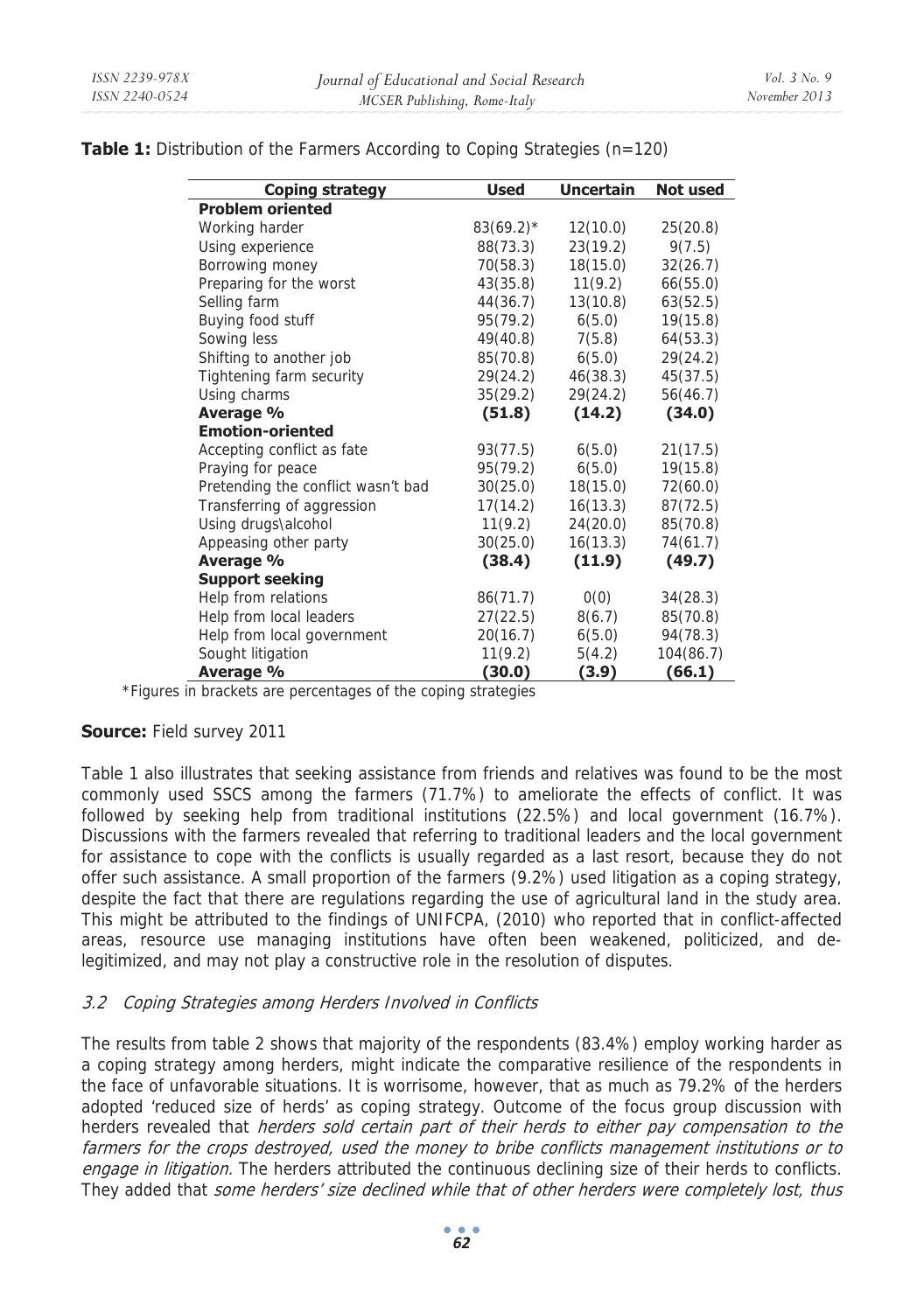**Table 1:** Distribution of the Farmers According to Coping Strategies (n=120)

| Coping strategy | Used | Uncertain | Not used |
|---|---|---|---|
| **Problem oriented** | | | |
| Working harder | 83(69.2)* | 12(10.0) | 25(20.8) |
| Using experience | 88(73.3) | 23(19.2) | 9(7.5) |
| Borrowing money | 70(58.3) | 18(15.0) | 32(26.7) |
| Preparing for the worst | 43(35.8) | 11(9.2) | 66(55.0) |
| Selling farm | 44(36.7) | 13(10.8) | 63(52.5) |
| Buying food stuff | 95(79.2) | 6(5.0) | 19(15.8) |
| Sowing less | 49(40.8) | 7(5.8) | 64(53.3) |
| Shifting to another job | 85(70.8) | 6(5.0) | 29(24.2) |
| Tightening farm security | 29(24.2) | 46(38.3) | 45(37.5) |
| Using charms | 35(29.2) | 29(24.2) | 56(46.7) |
| **Average %** | **(51.8)** | **(14.2)** | **(34.0)** |
| **Emotion-oriented** | | | |
| Accepting conflict as fate | 93(77.5) | 6(5.0) | 21(17.5) |
| Praying for peace | 95(79.2) | 6(5.0) | 19(15.8) |
| Pretending the conflict wasn't bad | 30(25.0) | 18(15.0) | 72(60.0) |
| Transferring of aggression | 17(14.2) | 16(13.3) | 87(72.5) |
| Using drugs\alcohol | 11(9.2) | 24(20.0) | 85(70.8) |
| Appeasing other party | 30(25.0) | 16(13.3) | 74(61.7) |
| **Average %** | **(38.4)** | **(11.9)** | **(49.7)** |
| **Support seeking** | | | |
| Help from relations | 86(71.7) | 0(0) | 34(28.3) |
| Help from local leaders | 27(22.5) | 8(6.7) | 85(70.8) |
| Help from local government | 20(16.7) | 6(5.0) | 94(78.3) |
| Sought litigation | 11(9.2) | 5(4.2) | 104(86.7) |
| **Average %** | **(30.0)** | **(3.9)** | **(66.1)** |

*Figures in brackets are percentages of the coping strategies

**Source:** Field survey 2011

Table 1 also illustrates that seeking assistance from friends and relatives was found to be the most commonly used SSCS among the farmers (71.7%) to ameliorate the effects of conflict. It was followed by seeking help from traditional institutions (22.5%) and local government (16.7%). Discussions with the farmers revealed that referring to traditional leaders and the local government for assistance to cope with the conflicts is usually regarded as a last resort, because they do not offer such assistance. A small proportion of the farmers (9.2%) used litigation as a coping strategy, despite the fact that there are regulations regarding the use of agricultural land in the study area. This might be attributed to the findings of UNIFCPA, (2010) who reported that in conflict-affected areas, resource use managing institutions have often been weakened, politicized, and de-legitimized, and may not play a constructive role in the resolution of disputes.

### *3.2 Coping Strategies among Herders Involved in Conflicts*

The results from table 2 shows that majority of the respondents (83.4%) employ working harder as a coping strategy among herders, might indicate the comparative resilience of the respondents in the face of unfavorable situations. It is worrisome, however, that as much as 79.2% of the herders adopted 'reduced size of herds' as coping strategy. Outcome of the focus group discussion with herders revealed that *herders sold certain part of their herds to either pay compensation to the farmers for the crops destroyed, used the money to bribe conflicts management institutions or to engage in litigation.* The herders attributed the continuous declining size of their herds to conflicts. They added that *some herders' size declined while that of other herders were completely lost, thus*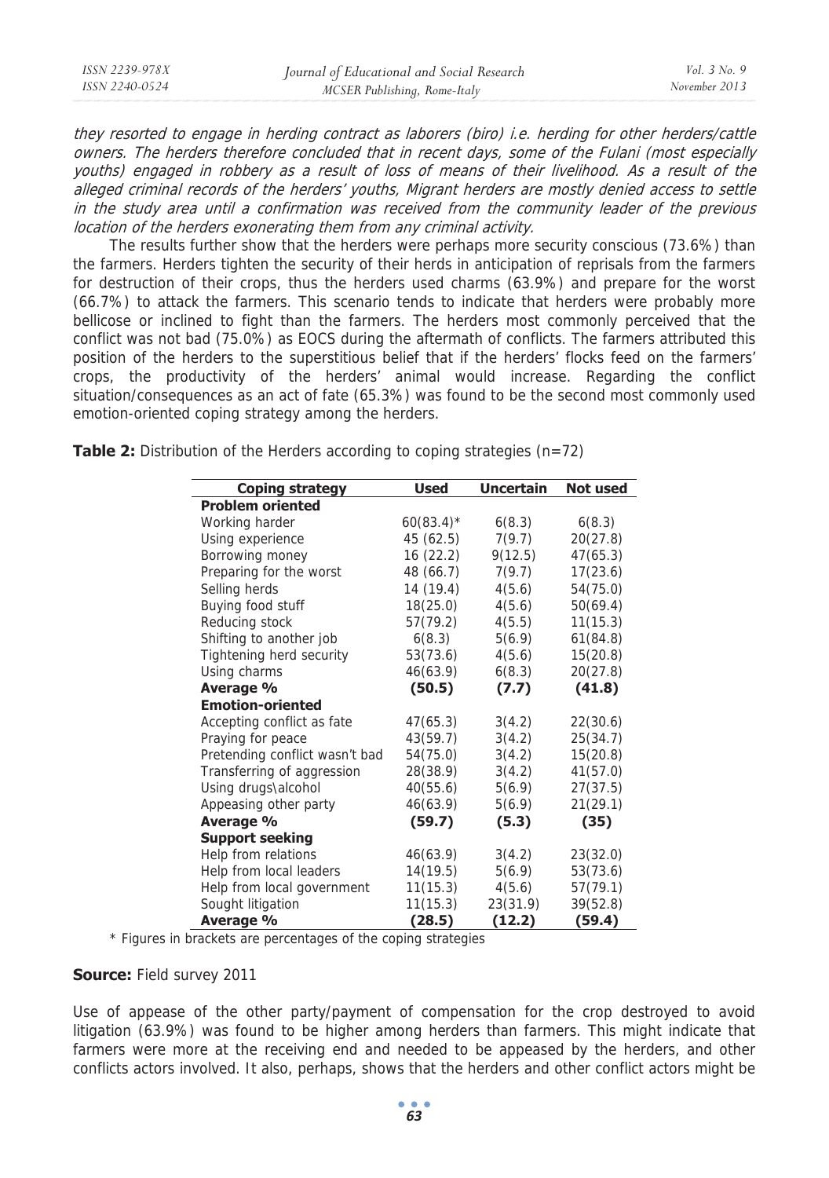*they resorted to engage in herding contract as laborers (biro) i.e. herding for other herders/cattle owners. The herders therefore concluded that in recent days, some of the Fulani (most especially youths) engaged in robbery as a result of loss of means of their livelihood. As a result of the alleged criminal records of the herders' youths, Migrant herders are mostly denied access to settle in the study area until a confirmation was received from the community leader of the previous location of the herders exonerating them from any criminal activity.*

The results further show that the herders were perhaps more security conscious (73.6%) than the farmers. Herders tighten the security of their herds in anticipation of reprisals from the farmers for destruction of their crops, thus the herders used charms (63.9%) and prepare for the worst (66.7%) to attack the farmers. This scenario tends to indicate that herders were probably more bellicose or inclined to fight than the farmers. The herders most commonly perceived that the conflict was not bad (75.0%) as EOCS during the aftermath of conflicts. The farmers attributed this position of the herders to the superstitious belief that if the herders' flocks feed on the farmers' crops, the productivity of the herders' animal would increase. Regarding the conflict situation/consequences as an act of fate (65.3%) was found to be the second most commonly used emotion-oriented coping strategy among the herders.

**Table 2:** Distribution of the Herders according to coping strategies (n=72)

| Coping strategy | Used | Uncertain | Not used |
|---|---|---|---|
| **Problem oriented** | | | |
| Working harder | 60(83.4)* | 6(8.3) | 6(8.3) |
| Using experience | 45 (62.5) | 7(9.7) | 20(27.8) |
| Borrowing money | 16 (22.2) | 9(12.5) | 47(65.3) |
| Preparing for the worst | 48 (66.7) | 7(9.7) | 17(23.6) |
| Selling herds | 14 (19.4) | 4(5.6) | 54(75.0) |
| Buying food stuff | 18(25.0) | 4(5.6) | 50(69.4) |
| Reducing stock | 57(79.2) | 4(5.5) | 11(15.3) |
| Shifting to another job | 6(8.3) | 5(6.9) | 61(84.8) |
| Tightening herd security | 53(73.6) | 4(5.6) | 15(20.8) |
| Using charms | 46(63.9) | 6(8.3) | 20(27.8) |
| **Average %** | **(50.5)** | **(7.7)** | **(41.8)** |
| **Emotion-oriented** | | | |
| Accepting conflict as fate | 47(65.3) | 3(4.2) | 22(30.6) |
| Praying for peace | 43(59.7) | 3(4.2) | 25(34.7) |
| Pretending conflict wasn't bad | 54(75.0) | 3(4.2) | 15(20.8) |
| Transferring of aggression | 28(38.9) | 3(4.2) | 41(57.0) |
| Using drugs\alcohol | 40(55.6) | 5(6.9) | 27(37.5) |
| Appeasing other party | 46(63.9) | 5(6.9) | 21(29.1) |
| **Average %** | **(59.7)** | **(5.3)** | **(35)** |
| **Support seeking** | | | |
| Help from relations | 46(63.9) | 3(4.2) | 23(32.0) |
| Help from local leaders | 14(19.5) | 5(6.9) | 53(73.6) |
| Help from local government | 11(15.3) | 4(5.6) | 57(79.1) |
| Sought litigation | 11(15.3) | 23(31.9) | 39(52.8) |
| **Average %** | **(28.5)** | **(12.2)** | **(59.4)** |

\* Figures in brackets are percentages of the coping strategies

**Source:** Field survey 2011

Use of appease of the other party/payment of compensation for the crop destroyed to avoid litigation (63.9%) was found to be higher among herders than farmers. This might indicate that farmers were more at the receiving end and needed to be appeased by the herders, and other conflicts actors involved. It also, perhaps, shows that the herders and other conflict actors might be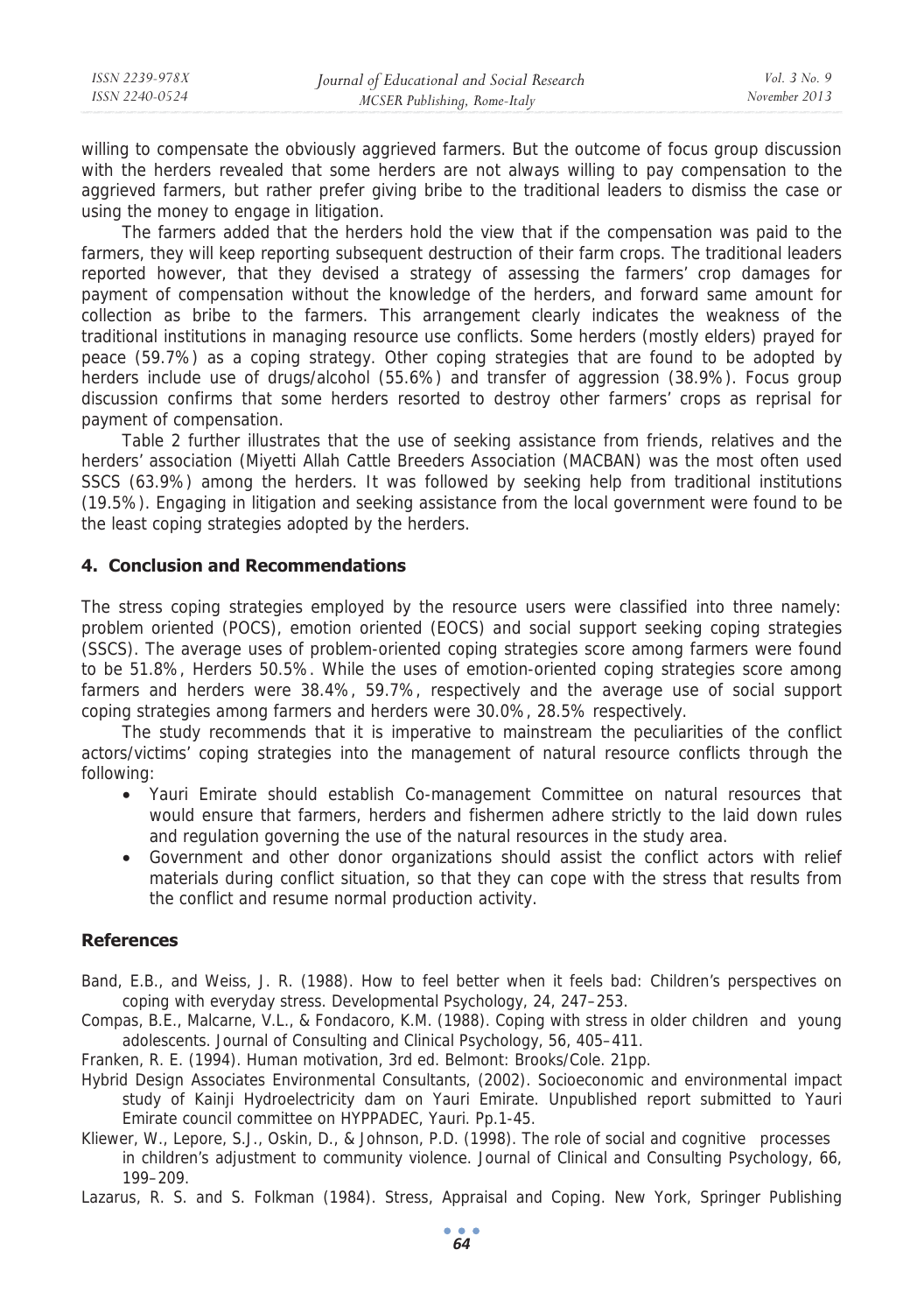willing to compensate the obviously aggrieved farmers. But the outcome of focus group discussion with the herders revealed that some herders are not always willing to pay compensation to the aggrieved farmers, but rather prefer giving bribe to the traditional leaders to dismiss the case or using the money to engage in litigation.

The farmers added that the herders hold the view that if the compensation was paid to the farmers, they will keep reporting subsequent destruction of their farm crops. The traditional leaders reported however, that they devised a strategy of assessing the farmers' crop damages for payment of compensation without the knowledge of the herders, and forward same amount for collection as bribe to the farmers. This arrangement clearly indicates the weakness of the traditional institutions in managing resource use conflicts. Some herders (mostly elders) prayed for peace (59.7%) as a coping strategy. Other coping strategies that are found to be adopted by herders include use of drugs/alcohol (55.6%) and transfer of aggression (38.9%). Focus group discussion confirms that some herders resorted to destroy other farmers' crops as reprisal for payment of compensation.

Table 2 further illustrates that the use of seeking assistance from friends, relatives and the herders' association (Miyetti Allah Cattle Breeders Association (MACBAN) was the most often used SSCS (63.9%) among the herders. It was followed by seeking help from traditional institutions (19.5%). Engaging in litigation and seeking assistance from the local government were found to be the least coping strategies adopted by the herders.

## 4. Conclusion and Recommendations

The stress coping strategies employed by the resource users were classified into three namely: problem oriented (POCS), emotion oriented (EOCS) and social support seeking coping strategies (SSCS). The average uses of problem-oriented coping strategies score among farmers were found to be 51.8%, Herders 50.5%. While the uses of emotion-oriented coping strategies score among farmers and herders were 38.4%, 59.7%, respectively and the average use of social support coping strategies among farmers and herders were 30.0%, 28.5% respectively.

The study recommends that it is imperative to mainstream the peculiarities of the conflict actors/victims' coping strategies into the management of natural resource conflicts through the following:

- Yauri Emirate should establish Co-management Committee on natural resources that would ensure that farmers, herders and fishermen adhere strictly to the laid down rules and regulation governing the use of the natural resources in the study area.
- Government and other donor organizations should assist the conflict actors with relief materials during conflict situation, so that they can cope with the stress that results from the conflict and resume normal production activity.

## References

Band, E.B., and Weiss, J. R. (1988). How to feel better when it feels bad: Children's perspectives on coping with everyday stress. Developmental Psychology, 24, 247–253.

Compas, B.E., Malcarne, V.L., & Fondacoro, K.M. (1988). Coping with stress in older children and young adolescents. Journal of Consulting and Clinical Psychology, 56, 405–411.

Franken, R. E. (1994). Human motivation, 3rd ed. Belmont: Brooks/Cole. 21pp.

Hybrid Design Associates Environmental Consultants, (2002). Socioeconomic and environmental impact study of Kainji Hydroelectricity dam on Yauri Emirate. Unpublished report submitted to Yauri Emirate council committee on HYPPADEC, Yauri. Pp.1-45.

Kliewer, W., Lepore, S.J., Oskin, D., & Johnson, P.D. (1998). The role of social and cognitive processes in children's adjustment to community violence. Journal of Clinical and Consulting Psychology, 66, 199–209.

Lazarus, R. S. and S. Folkman (1984). Stress, Appraisal and Coping. New York, Springer Publishing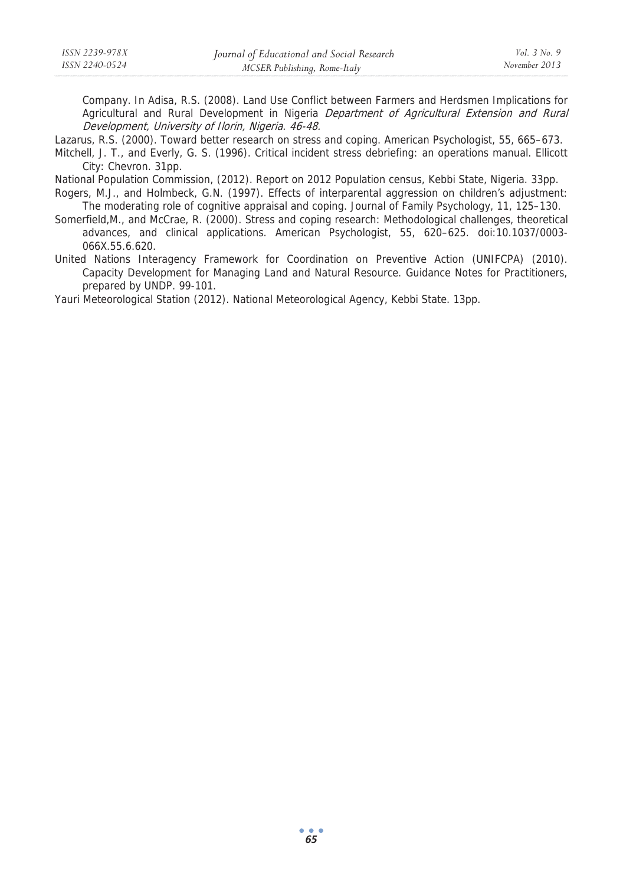Company. In Adisa, R.S. (2008). Land Use Conflict between Farmers and Herdsmen Implications for Agricultural and Rural Development in Nigeria *Department of Agricultural Extension and Rural Development, University of Ilorin, Nigeria. 46-48*.

Lazarus, R.S. (2000). Toward better research on stress and coping. American Psychologist, 55, 665–673.

Mitchell, J. T., and Everly, G. S. (1996). Critical incident stress debriefing: an operations manual. Ellicott City: Chevron. 31pp.

National Population Commission, (2012). Report on 2012 Population census, Kebbi State, Nigeria. 33pp.

Rogers, M.J., and Holmbeck, G.N. (1997). Effects of interparental aggression on children's adjustment: The moderating role of cognitive appraisal and coping. Journal of Family Psychology, 11, 125–130.

Somerfield,M., and McCrae, R. (2000). Stress and coping research: Methodological challenges, theoretical advances, and clinical applications. American Psychologist, 55, 620–625. doi:10.1037/0003-066X.55.6.620.

United Nations Interagency Framework for Coordination on Preventive Action (UNIFCPA) (2010). Capacity Development for Managing Land and Natural Resource. Guidance Notes for Practitioners, prepared by UNDP. 99-101.

Yauri Meteorological Station (2012). National Meteorological Agency, Kebbi State. 13pp.